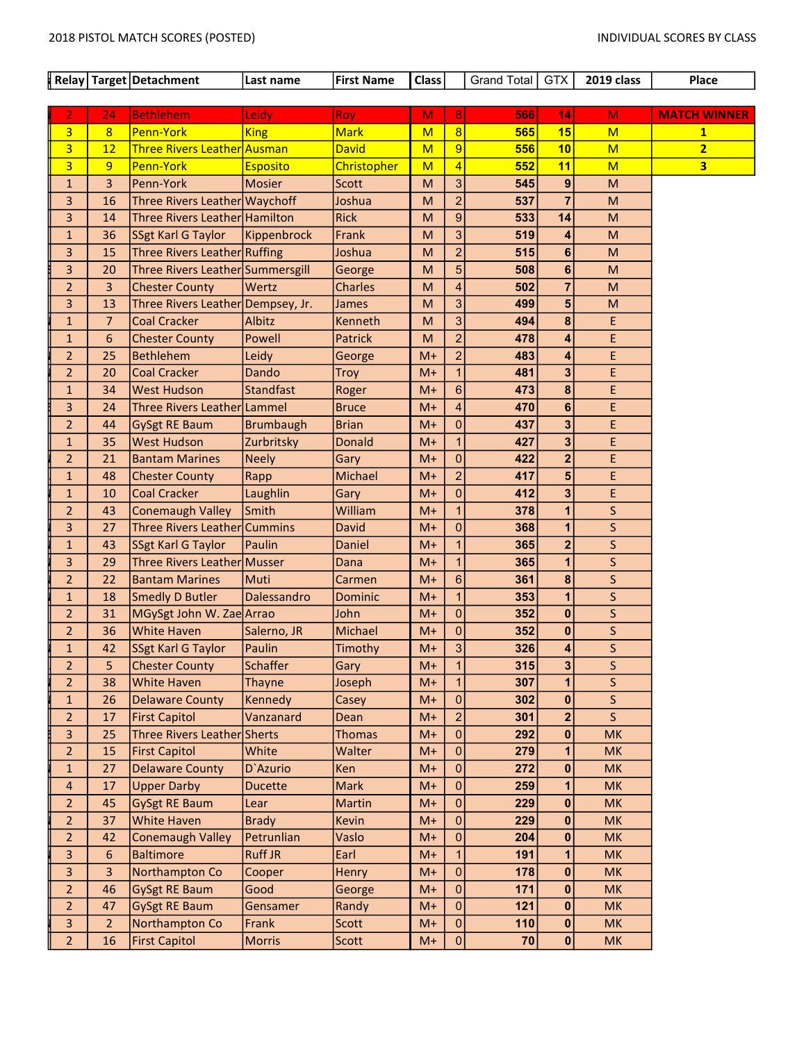2018 PISTOL MATCH SCORES (POSTED)

INDIVIDUAL SCORES BY CLASS

| Relay | Target | Detachment | Last name | First Name | Class | | Grand Total | GTX | 2019 class | Place |
|---|---|---|---|---|---|---|---|---|---|---|
| 2 | 24 | Bethlehem | Leidy | Roy | M | 8 | 566 | 14 | M | MATCH WINNER |
| 3 | 8 | Penn-York | King | Mark | M | 8 | 565 | 15 | M | 1 |
| 3 | 12 | Three Rivers Leather | Ausman | David | M | 9 | 556 | 10 | M | 2 |
| 3 | 9 | Penn-York | Esposito | Christopher | M | 4 | 552 | 11 | M | 3 |
| 1 | 3 | Penn-York | Mosier | Scott | M | 3 | 545 | 9 | M | |
| 3 | 16 | Three Rivers Leather | Waychoff | Joshua | M | 2 | 537 | 7 | M | |
| 3 | 14 | Three Rivers Leather | Hamilton | Rick | M | 9 | 533 | 14 | M | |
| 1 | 36 | SSgt Karl G Taylor | Kippenbrock | Frank | M | 3 | 519 | 4 | M | |
| 3 | 15 | Three Rivers Leather | Ruffing | Joshua | M | 2 | 515 | 6 | M | |
| 3 | 20 | Three Rivers Leather | Summersgill | George | M | 5 | 508 | 6 | M | |
| 2 | 3 | Chester County | Wertz | Charles | M | 4 | 502 | 7 | M | |
| 3 | 13 | Three Rivers Leather | Dempsey, Jr. | James | M | 3 | 499 | 5 | M | |
| 1 | 7 | Coal Cracker | Albitz | Kenneth | M | 3 | 494 | 8 | E | |
| 1 | 6 | Chester County | Powell | Patrick | M | 2 | 478 | 4 | E | |
| 2 | 25 | Bethlehem | Leidy | George | M+ | 2 | 483 | 4 | E | |
| 2 | 20 | Coal Cracker | Dando | Troy | M+ | 1 | 481 | 3 | E | |
| 1 | 34 | West Hudson | Standfast | Roger | M+ | 6 | 473 | 8 | E | |
| 3 | 24 | Three Rivers Leather | Lammel | Bruce | M+ | 4 | 470 | 6 | E | |
| 2 | 44 | GySgt RE Baum | Brumbaugh | Brian | M+ | 0 | 437 | 3 | E | |
| 1 | 35 | West Hudson | Zurbritsky | Donald | M+ | 1 | 427 | 3 | E | |
| 2 | 21 | Bantam Marines | Neely | Gary | M+ | 0 | 422 | 2 | E | |
| 1 | 48 | Chester County | Rapp | Michael | M+ | 2 | 417 | 5 | E | |
| 1 | 10 | Coal Cracker | Laughlin | Gary | M+ | 0 | 412 | 3 | E | |
| 2 | 43 | Conemaugh Valley | Smith | William | M+ | 1 | 378 | 1 | S | |
| 3 | 27 | Three Rivers Leather | Cummins | David | M+ | 0 | 368 | 1 | S | |
| 1 | 43 | SSgt Karl G Taylor | Paulin | Daniel | M+ | 1 | 365 | 2 | S | |
| 3 | 29 | Three Rivers Leather | Musser | Dana | M+ | 1 | 365 | 1 | S | |
| 2 | 22 | Bantam Marines | Muti | Carmen | M+ | 6 | 361 | 8 | S | |
| 1 | 18 | Smedly D Butler | Dalessandro | Dominic | M+ | 1 | 353 | 1 | S | |
| 2 | 31 | MGySgt John W. Zae | Arrao | John | M+ | 0 | 352 | 0 | S | |
| 2 | 36 | White Haven | Salerno, JR | Michael | M+ | 0 | 352 | 0 | S | |
| 1 | 42 | SSgt Karl G Taylor | Paulin | Timothy | M+ | 3 | 326 | 4 | S | |
| 2 | 5 | Chester County | Schaffer | Gary | M+ | 1 | 315 | 3 | S | |
| 2 | 38 | White Haven | Thayne | Joseph | M+ | 1 | 307 | 1 | S | |
| 1 | 26 | Delaware County | Kennedy | Casey | M+ | 0 | 302 | 0 | S | |
| 2 | 17 | First Capitol | Vanzanard | Dean | M+ | 2 | 301 | 2 | S | |
| 3 | 25 | Three Rivers Leather | Sherts | Thomas | M+ | 0 | 292 | 0 | MK | |
| 2 | 15 | First Capitol | White | Walter | M+ | 0 | 279 | 1 | MK | |
| 1 | 27 | Delaware County | D`Azurio | Ken | M+ | 0 | 272 | 0 | MK | |
| 4 | 17 | Upper Darby | Ducette | Mark | M+ | 0 | 259 | 1 | MK | |
| 2 | 45 | GySgt RE Baum | Lear | Martin | M+ | 0 | 229 | 0 | MK | |
| 2 | 37 | White Haven | Brady | Kevin | M+ | 0 | 229 | 0 | MK | |
| 2 | 42 | Conemaugh Valley | Petrunlian | Vaslo | M+ | 0 | 204 | 0 | MK | |
| 3 | 6 | Baltimore | Ruff JR | Earl | M+ | 1 | 191 | 1 | MK | |
| 3 | 3 | Northampton Co | Cooper | Henry | M+ | 0 | 178 | 0 | MK | |
| 2 | 46 | GySgt RE Baum | Good | George | M+ | 0 | 171 | 0 | MK | |
| 2 | 47 | GySgt RE Baum | Gensamer | Randy | M+ | 0 | 121 | 0 | MK | |
| 3 | 2 | Northampton Co | Frank | Scott | M+ | 0 | 110 | 0 | MK | |
| 2 | 16 | First Capitol | Morris | Scott | M+ | 0 | 70 | 0 | MK | |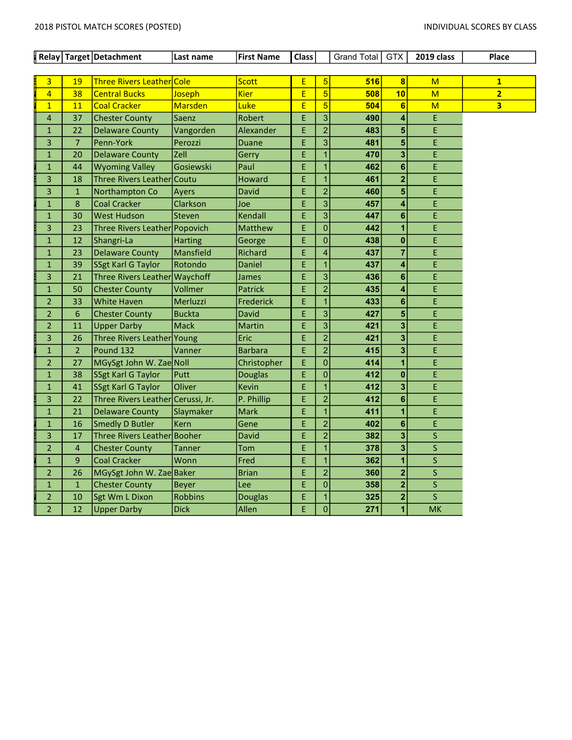2018 PISTOL MATCH SCORES (POSTED)

INDIVIDUAL SCORES BY CLASS

| Relay | Target | Detachment | Last name | First Name | Class | | Grand Total | GTX | 2019 class | Place |
|---|---|---|---|---|---|---|---|---|---|---|
| 3 | 19 | Three Rivers Leather | Cole | Scott | E | 5 | 516 | 8 | M | 1 |
| 4 | 38 | Central Bucks | Joseph | Kier | E | 5 | 508 | 10 | M | 2 |
| 1 | 11 | Coal Cracker | Marsden | Luke | E | 5 | 504 | 6 | M | 3 |
| 4 | 37 | Chester County | Saenz | Robert | E | 3 | 490 | 4 | E | |
| 1 | 22 | Delaware County | Vangorden | Alexander | E | 2 | 483 | 5 | E | |
| 3 | 7 | Penn-York | Perozzi | Duane | E | 3 | 481 | 5 | E | |
| 1 | 20 | Delaware County | Zell | Gerry | E | 1 | 470 | 3 | E | |
| 1 | 44 | Wyoming Valley | Gosiewski | Paul | E | 1 | 462 | 6 | E | |
| 3 | 18 | Three Rivers Leather | Coutu | Howard | E | 1 | 461 | 2 | E | |
| 3 | 1 | Northampton Co | Ayers | David | E | 2 | 460 | 5 | E | |
| 1 | 8 | Coal Cracker | Clarkson | Joe | E | 3 | 457 | 4 | E | |
| 1 | 30 | West Hudson | Steven | Kendall | E | 3 | 447 | 6 | E | |
| 3 | 23 | Three Rivers Leather | Popovich | Matthew | E | 0 | 442 | 1 | E | |
| 1 | 12 | Shangri-La | Harting | George | E | 0 | 438 | 0 | E | |
| 1 | 23 | Delaware County | Mansfield | Richard | E | 4 | 437 | 7 | E | |
| 1 | 39 | SSgt Karl G Taylor | Rotondo | Daniel | E | 1 | 437 | 4 | E | |
| 3 | 21 | Three Rivers Leather | Waychoff | James | E | 3 | 436 | 6 | E | |
| 1 | 50 | Chester County | Vollmer | Patrick | E | 2 | 435 | 4 | E | |
| 2 | 33 | White Haven | Merluzzi | Frederick | E | 1 | 433 | 6 | E | |
| 2 | 6 | Chester County | Buckta | David | E | 3 | 427 | 5 | E | |
| 2 | 11 | Upper Darby | Mack | Martin | E | 3 | 421 | 3 | E | |
| 3 | 26 | Three Rivers Leather | Young | Eric | E | 2 | 421 | 3 | E | |
| 1 | 2 | Pound 132 | Vanner | Barbara | E | 2 | 415 | 3 | E | |
| 2 | 27 | MGySgt John W. Zae | Noll | Christopher | E | 0 | 414 | 1 | E | |
| 1 | 38 | SSgt Karl G Taylor | Putt | Douglas | E | 0 | 412 | 0 | E | |
| 1 | 41 | SSgt Karl G Taylor | Oliver | Kevin | E | 1 | 412 | 3 | E | |
| 3 | 22 | Three Rivers Leather | Cerussi, Jr. | P. Phillip | E | 2 | 412 | 6 | E | |
| 1 | 21 | Delaware County | Slaymaker | Mark | E | 1 | 411 | 1 | E | |
| 1 | 16 | Smedly D Butler | Kern | Gene | E | 2 | 402 | 6 | E | |
| 3 | 17 | Three Rivers Leather | Booher | David | E | 2 | 382 | 3 | S | |
| 2 | 4 | Chester County | Tanner | Tom | E | 1 | 378 | 3 | S | |
| 1 | 9 | Coal Cracker | Wonn | Fred | E | 1 | 362 | 1 | S | |
| 2 | 26 | MGySgt John W. Zae | Baker | Brian | E | 2 | 360 | 2 | S | |
| 1 | 1 | Chester County | Beyer | Lee | E | 0 | 358 | 2 | S | |
| 2 | 10 | Sgt Wm L Dixon | Robbins | Douglas | E | 1 | 325 | 2 | S | |
| 2 | 12 | Upper Darby | Dick | Allen | E | 0 | 271 | 1 | MK | |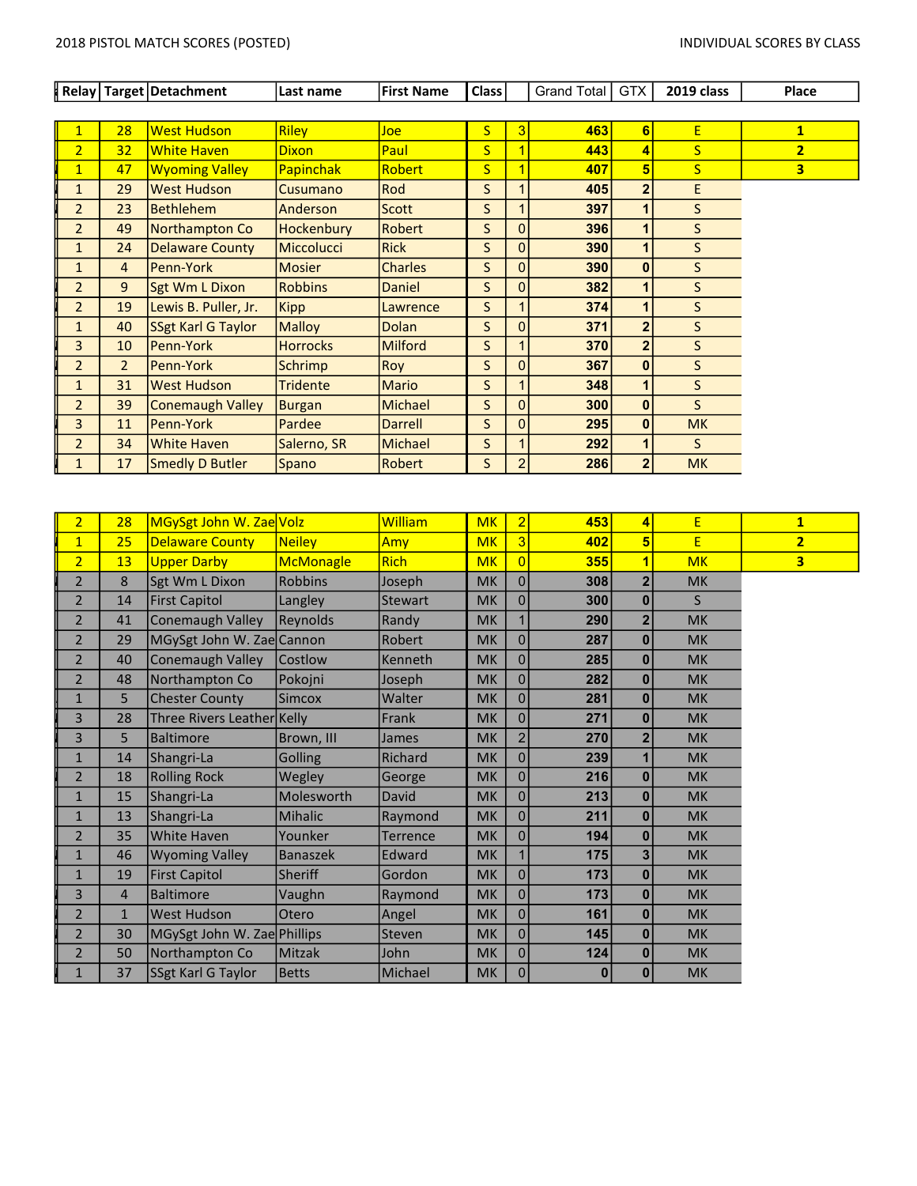2018 PISTOL MATCH SCORES (POSTED)

INDIVIDUAL SCORES BY CLASS

| Relay | Target | Detachment | Last name | First Name | Class | | Grand Total | GTX | 2019 class | Place |
|---|---|---|---|---|---|---|---|---|---|---|
| 1 | 28 | West Hudson | Riley | Joe | S | 3 | 463 | 6 | E | 1 |
| 2 | 32 | White Haven | Dixon | Paul | S | 1 | 443 | 4 | S | 2 |
| 1 | 47 | Wyoming Valley | Papinchak | Robert | S | 1 | 407 | 5 | S | 3 |
| 1 | 29 | West Hudson | Cusumano | Rod | S | 1 | 405 | 2 | E | |
| 2 | 23 | Bethlehem | Anderson | Scott | S | 1 | 397 | 1 | S | |
| 2 | 49 | Northampton Co | Hockenbury | Robert | S | 0 | 396 | 1 | S | |
| 1 | 24 | Delaware County | Miccolucci | Rick | S | 0 | 390 | 1 | S | |
| 1 | 4 | Penn-York | Mosier | Charles | S | 0 | 390 | 0 | S | |
| 2 | 9 | Sgt Wm L Dixon | Robbins | Daniel | S | 0 | 382 | 1 | S | |
| 2 | 19 | Lewis B. Puller, Jr. | Kipp | Lawrence | S | 1 | 374 | 1 | S | |
| 1 | 40 | SSgt Karl G Taylor | Malloy | Dolan | S | 0 | 371 | 2 | S | |
| 3 | 10 | Penn-York | Horrocks | Milford | S | 1 | 370 | 2 | S | |
| 2 | 2 | Penn-York | Schrimp | Roy | S | 0 | 367 | 0 | S | |
| 1 | 31 | West Hudson | Tridente | Mario | S | 1 | 348 | 1 | S | |
| 2 | 39 | Conemaugh Valley | Burgan | Michael | S | 0 | 300 | 0 | S | |
| 3 | 11 | Penn-York | Pardee | Darrell | S | 0 | 295 | 0 | MK | |
| 2 | 34 | White Haven | Salerno, SR | Michael | S | 1 | 292 | 1 | S | |
| 1 | 17 | Smedly D Butler | Spano | Robert | S | 2 | 286 | 2 | MK | |

| Relay | Target | Detachment | Last name | First Name | Class | | Grand Total | GTX | 2019 class | Place |
|---|---|---|---|---|---|---|---|---|---|---|
| 2 | 28 | MGySgt John W. Zae | Volz | William | MK | 2 | 453 | 4 | E | 1 |
| 1 | 25 | Delaware County | Neiley | Amy | MK | 3 | 402 | 5 | E | 2 |
| 2 | 13 | Upper Darby | McMonagle | Rich | MK | 0 | 355 | 1 | MK | 3 |
| 2 | 8 | Sgt Wm L Dixon | Robbins | Joseph | MK | 0 | 308 | 2 | MK | |
| 2 | 14 | First Capitol | Langley | Stewart | MK | 0 | 300 | 0 | S | |
| 2 | 41 | Conemaugh Valley | Reynolds | Randy | MK | 1 | 290 | 2 | MK | |
| 2 | 29 | MGySgt John W. Zae | Cannon | Robert | MK | 0 | 287 | 0 | MK | |
| 2 | 40 | Conemaugh Valley | Costlow | Kenneth | MK | 0 | 285 | 0 | MK | |
| 2 | 48 | Northampton Co | Pokojni | Joseph | MK | 0 | 282 | 0 | MK | |
| 1 | 5 | Chester County | Simcox | Walter | MK | 0 | 281 | 0 | MK | |
| 3 | 28 | Three Rivers Leather | Kelly | Frank | MK | 0 | 271 | 0 | MK | |
| 3 | 5 | Baltimore | Brown, III | James | MK | 2 | 270 | 2 | MK | |
| 1 | 14 | Shangri-La | Golling | Richard | MK | 0 | 239 | 1 | MK | |
| 2 | 18 | Rolling Rock | Wegley | George | MK | 0 | 216 | 0 | MK | |
| 1 | 15 | Shangri-La | Molesworth | David | MK | 0 | 213 | 0 | MK | |
| 1 | 13 | Shangri-La | Mihalic | Raymond | MK | 0 | 211 | 0 | MK | |
| 2 | 35 | White Haven | Younker | Terrence | MK | 0 | 194 | 0 | MK | |
| 1 | 46 | Wyoming Valley | Banaszek | Edward | MK | 1 | 175 | 3 | MK | |
| 1 | 19 | First Capitol | Sheriff | Gordon | MK | 0 | 173 | 0 | MK | |
| 3 | 4 | Baltimore | Vaughn | Raymond | MK | 0 | 173 | 0 | MK | |
| 2 | 1 | West Hudson | Otero | Angel | MK | 0 | 161 | 0 | MK | |
| 2 | 30 | MGySgt John W. Zae | Phillips | Steven | MK | 0 | 145 | 0 | MK | |
| 2 | 50 | Northampton Co | Mitzak | John | MK | 0 | 124 | 0 | MK | |
| 1 | 37 | SSgt Karl G Taylor | Betts | Michael | MK | 0 | 0 | 0 | MK | |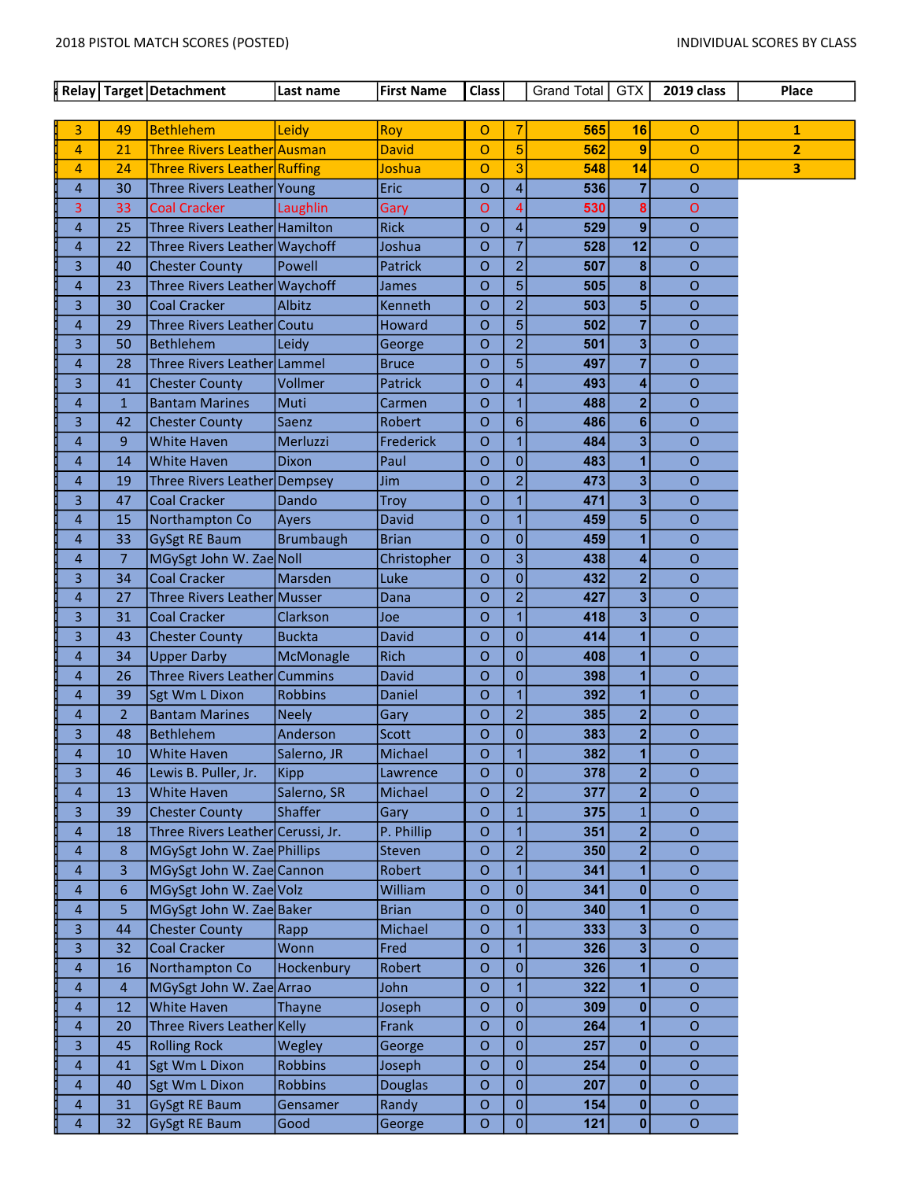2018 PISTOL MATCH SCORES (POSTED)

INDIVIDUAL SCORES BY CLASS

| Relay | Target | Detachment | Last name | First Name | Class | | Grand Total | GTX | 2019 class | Place |
|---|---|---|---|---|---|---|---|---|---|---|
| 3 | 49 | Bethlehem | Leidy | Roy | O | 7 | 565 | 16 | O | 1 |
| 4 | 21 | Three Rivers Leather | Ausman | David | O | 5 | 562 | 9 | O | 2 |
| 4 | 24 | Three Rivers Leather | Ruffing | Joshua | O | 3 | 548 | 14 | O | 3 |
| 4 | 30 | Three Rivers Leather | Young | Eric | O | 4 | 536 | 7 | O | |
| 3 | 33 | Coal Cracker | Laughlin | Gary | O | 4 | 530 | 8 | O | |
| 4 | 25 | Three Rivers Leather | Hamilton | Rick | O | 4 | 529 | 9 | O | |
| 4 | 22 | Three Rivers Leather | Waychoff | Joshua | O | 7 | 528 | 12 | O | |
| 3 | 40 | Chester County | Powell | Patrick | O | 2 | 507 | 8 | O | |
| 4 | 23 | Three Rivers Leather | Waychoff | James | O | 5 | 505 | 8 | O | |
| 3 | 30 | Coal Cracker | Albitz | Kenneth | O | 2 | 503 | 5 | O | |
| 4 | 29 | Three Rivers Leather | Coutu | Howard | O | 5 | 502 | 7 | O | |
| 3 | 50 | Bethlehem | Leidy | George | O | 2 | 501 | 3 | O | |
| 4 | 28 | Three Rivers Leather | Lammel | Bruce | O | 5 | 497 | 7 | O | |
| 3 | 41 | Chester County | Vollmer | Patrick | O | 4 | 493 | 4 | O | |
| 4 | 1 | Bantam Marines | Muti | Carmen | O | 1 | 488 | 2 | O | |
| 3 | 42 | Chester County | Saenz | Robert | O | 6 | 486 | 6 | O | |
| 4 | 9 | White Haven | Merluzzi | Frederick | O | 1 | 484 | 3 | O | |
| 4 | 14 | White Haven | Dixon | Paul | O | 0 | 483 | 1 | O | |
| 4 | 19 | Three Rivers Leather | Dempsey | Jim | O | 2 | 473 | 3 | O | |
| 3 | 47 | Coal Cracker | Dando | Troy | O | 1 | 471 | 3 | O | |
| 4 | 15 | Northampton Co | Ayers | David | O | 1 | 459 | 5 | O | |
| 4 | 33 | GySgt RE Baum | Brumbaugh | Brian | O | 0 | 459 | 1 | O | |
| 4 | 7 | MGySgt John W. Zae | Noll | Christopher | O | 3 | 438 | 4 | O | |
| 3 | 34 | Coal Cracker | Marsden | Luke | O | 0 | 432 | 2 | O | |
| 4 | 27 | Three Rivers Leather | Musser | Dana | O | 2 | 427 | 3 | O | |
| 3 | 31 | Coal Cracker | Clarkson | Joe | O | 1 | 418 | 3 | O | |
| 3 | 43 | Chester County | Buckta | David | O | 0 | 414 | 1 | O | |
| 4 | 34 | Upper Darby | McMonagle | Rich | O | 0 | 408 | 1 | O | |
| 4 | 26 | Three Rivers Leather | Cummins | David | O | 0 | 398 | 1 | O | |
| 4 | 39 | Sgt Wm L Dixon | Robbins | Daniel | O | 1 | 392 | 1 | O | |
| 4 | 2 | Bantam Marines | Neely | Gary | O | 2 | 385 | 2 | O | |
| 3 | 48 | Bethlehem | Anderson | Scott | O | 0 | 383 | 2 | O | |
| 4 | 10 | White Haven | Salerno, JR | Michael | O | 1 | 382 | 1 | O | |
| 3 | 46 | Lewis B. Puller, Jr. | Kipp | Lawrence | O | 0 | 378 | 2 | O | |
| 4 | 13 | White Haven | Salerno, SR | Michael | O | 2 | 377 | 2 | O | |
| 3 | 39 | Chester County | Shaffer | Gary | O | 1 | 375 | 1 | O | |
| 4 | 18 | Three Rivers Leather | Cerussi, Jr. | P. Phillip | O | 1 | 351 | 2 | O | |
| 4 | 8 | MGySgt John W. Zae | Phillips | Steven | O | 2 | 350 | 2 | O | |
| 4 | 3 | MGySgt John W. Zae | Cannon | Robert | O | 1 | 341 | 1 | O | |
| 4 | 6 | MGySgt John W. Zae | Volz | William | O | 0 | 341 | 0 | O | |
| 4 | 5 | MGySgt John W. Zae | Baker | Brian | O | 0 | 340 | 1 | O | |
| 3 | 44 | Chester County | Rapp | Michael | O | 1 | 333 | 3 | O | |
| 3 | 32 | Coal Cracker | Wonn | Fred | O | 1 | 326 | 3 | O | |
| 4 | 16 | Northampton Co | Hockenbury | Robert | O | 0 | 326 | 1 | O | |
| 4 | 4 | MGySgt John W. Zae | Arrao | John | O | 1 | 322 | 1 | O | |
| 4 | 12 | White Haven | Thayne | Joseph | O | 0 | 309 | 0 | O | |
| 4 | 20 | Three Rivers Leather | Kelly | Frank | O | 0 | 264 | 1 | O | |
| 3 | 45 | Rolling Rock | Wegley | George | O | 0 | 257 | 0 | O | |
| 4 | 41 | Sgt Wm L Dixon | Robbins | Joseph | O | 0 | 254 | 0 | O | |
| 4 | 40 | Sgt Wm L Dixon | Robbins | Douglas | O | 0 | 207 | 0 | O | |
| 4 | 31 | GySgt RE Baum | Gensamer | Randy | O | 0 | 154 | 0 | O | |
| 4 | 32 | GySgt RE Baum | Good | George | O | 0 | 121 | 0 | O | |